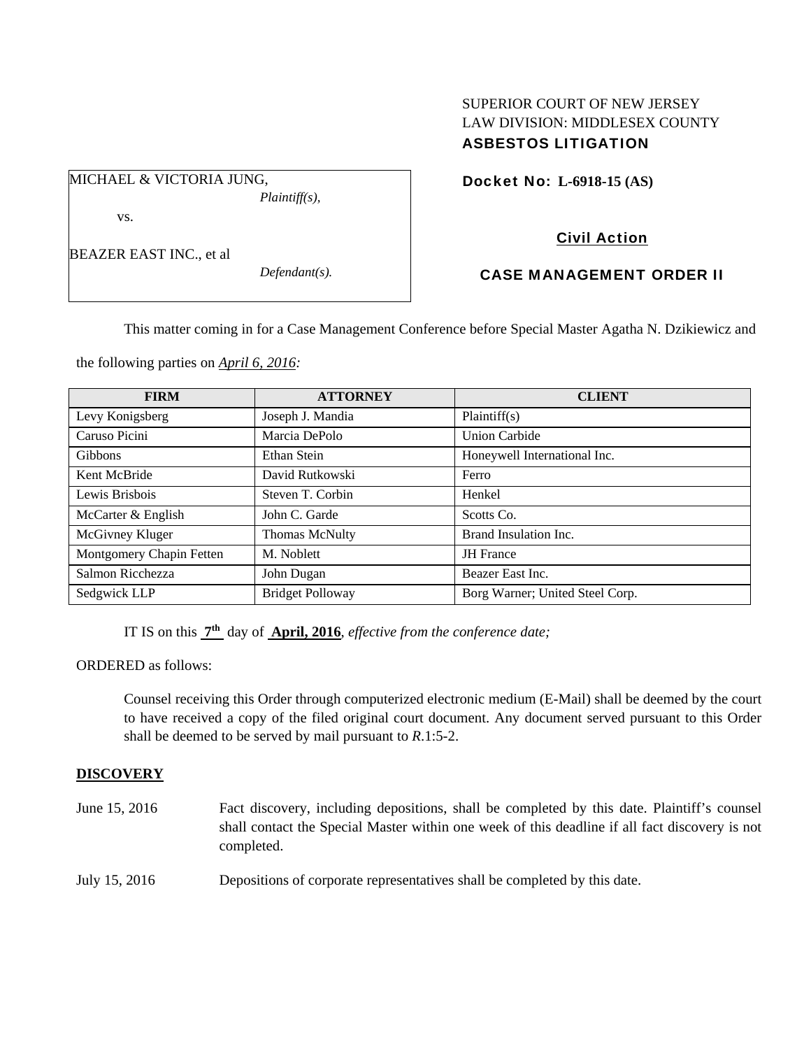SUPERIOR COURT OF NEW JERSEY
LAW DIVISION: MIDDLESEX COUNTY
**ASBESTOS LITIGATION**

MICHAEL & VICTORIA JUNG,
*Plaintiff(s),*

vs.

BEAZER EAST INC., et al
*Defendant(s).*

**Docket No: L-6918-15 (AS)**

**Civil Action**

**CASE MANAGEMENT ORDER II**

This matter coming in for a Case Management Conference before Special Master Agatha N. Dzikiewicz and the following parties on *April 6, 2016:*

| FIRM | ATTORNEY | CLIENT |
|---|---|---|
| Levy Konigsberg | Joseph J. Mandia | Plaintiff(s) |
| Caruso Picini | Marcia DePolo | Union Carbide |
| Gibbons | Ethan Stein | Honeywell International Inc. |
| Kent McBride | David Rutkowski | Ferro |
| Lewis Brisbois | Steven T. Corbin | Henkel |
| McCarter & English | John C. Garde | Scotts Co. |
| McGivney Kluger | Thomas McNulty | Brand Insulation Inc. |
| Montgomery Chapin Fetten | M. Noblett | JH France |
| Salmon Ricchezza | John Dugan | Beazer East Inc. |
| Sedgwick LLP | Bridget Polloway | Borg Warner; United Steel Corp. |

IT IS on this **7th** day of **April, 2016**, *effective from the conference date;*

ORDERED as follows:

Counsel receiving this Order through computerized electronic medium (E-Mail) shall be deemed by the court to have received a copy of the filed original court document. Any document served pursuant to this Order shall be deemed to be served by mail pursuant to *R*.1:5-2.

**DISCOVERY**

June 15, 2016 — Fact discovery, including depositions, shall be completed by this date. Plaintiff's counsel shall contact the Special Master within one week of this deadline if all fact discovery is not completed.

July 15, 2016 — Depositions of corporate representatives shall be completed by this date.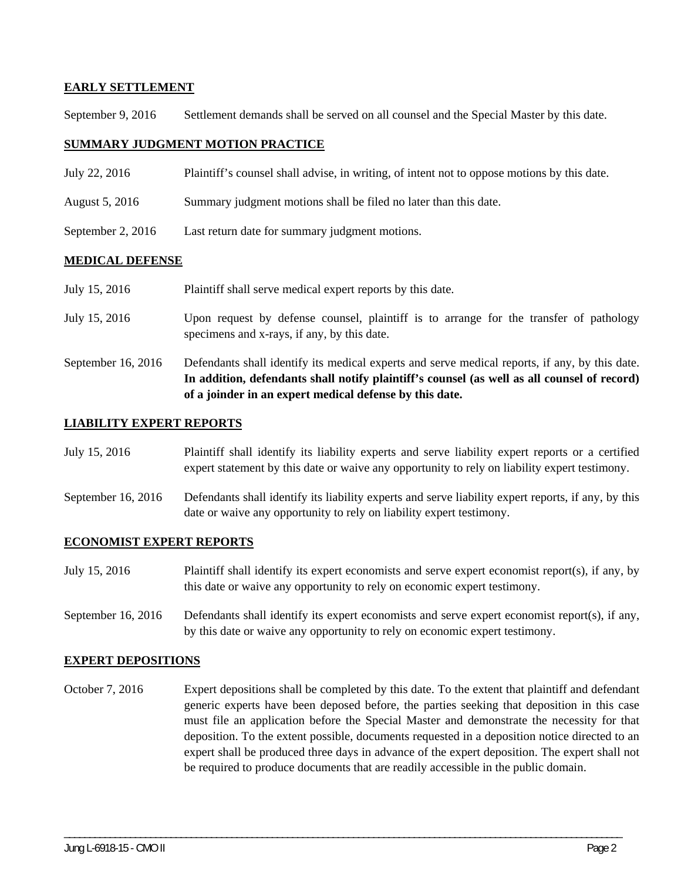**EARLY SETTLEMENT**

September 9, 2016 Settlement demands shall be served on all counsel and the Special Master by this date.

**SUMMARY JUDGMENT MOTION PRACTICE**

July 22, 2016 Plaintiff's counsel shall advise, in writing, of intent not to oppose motions by this date.

August 5, 2016 Summary judgment motions shall be filed no later than this date.

September 2, 2016 Last return date for summary judgment motions.

**MEDICAL DEFENSE**

July 15, 2016 Plaintiff shall serve medical expert reports by this date.

July 15, 2016 Upon request by defense counsel, plaintiff is to arrange for the transfer of pathology specimens and x-rays, if any, by this date.

September 16, 2016 Defendants shall identify its medical experts and serve medical reports, if any, by this date. **In addition, defendants shall notify plaintiff's counsel (as well as all counsel of record) of a joinder in an expert medical defense by this date.**

**LIABILITY EXPERT REPORTS**

July 15, 2016 Plaintiff shall identify its liability experts and serve liability expert reports or a certified expert statement by this date or waive any opportunity to rely on liability expert testimony.

September 16, 2016 Defendants shall identify its liability experts and serve liability expert reports, if any, by this date or waive any opportunity to rely on liability expert testimony.

**ECONOMIST EXPERT REPORTS**

July 15, 2016 Plaintiff shall identify its expert economists and serve expert economist report(s), if any, by this date or waive any opportunity to rely on economic expert testimony.

September 16, 2016 Defendants shall identify its expert economists and serve expert economist report(s), if any, by this date or waive any opportunity to rely on economic expert testimony.

**EXPERT DEPOSITIONS**

October 7, 2016 Expert depositions shall be completed by this date. To the extent that plaintiff and defendant generic experts have been deposed before, the parties seeking that deposition in this case must file an application before the Special Master and demonstrate the necessity for that deposition. To the extent possible, documents requested in a deposition notice directed to an expert shall be produced three days in advance of the expert deposition. The expert shall not be required to produce documents that are readily accessible in the public domain.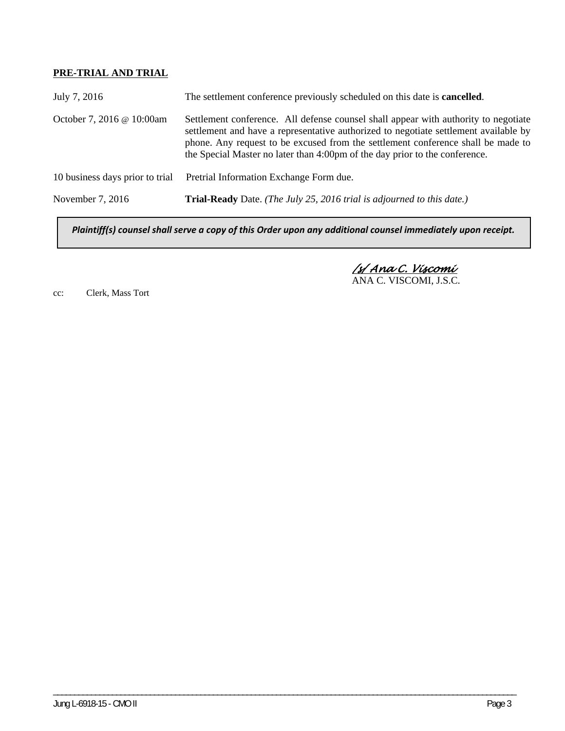**PRE-TRIAL AND TRIAL**

| | |
|---|---|
| July 7, 2016 | The settlement conference previously scheduled on this date is **cancelled**. |
| October 7, 2016 @ 10:00am | Settlement conference. All defense counsel shall appear with authority to negotiate settlement and have a representative authorized to negotiate settlement available by phone. Any request to be excused from the settlement conference shall be made to the Special Master no later than 4:00pm of the day prior to the conference. |
| 10 business days prior to trial | Pretrial Information Exchange Form due. |
| November 7, 2016 | **Trial-Ready** Date. *(The July 25, 2016 trial is adjourned to this date.)* |

***Plaintiff(s) counsel shall serve a copy of this Order upon any additional counsel immediately upon receipt.***

*/s/ Ana C. Viscomi*
ANA C. VISCOMI, J.S.C.

cc: Clerk, Mass Tort